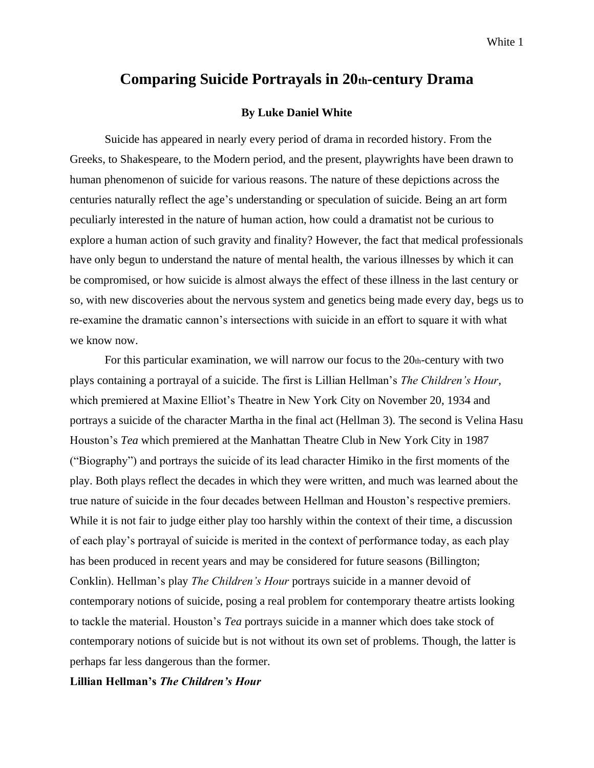# Comparing Suicide Portrayals in 20th-century Drama

**By Luke Daniel White**

Suicide has appeared in nearly every period of drama in recorded history. From the Greeks, to Shakespeare, to the Modern period, and the present, playwrights have been drawn to human phenomenon of suicide for various reasons. The nature of these depictions across the centuries naturally reflect the age's understanding or speculation of suicide. Being an art form peculiarly interested in the nature of human action, how could a dramatist not be curious to explore a human action of such gravity and finality? However, the fact that medical professionals have only begun to understand the nature of mental health, the various illnesses by which it can be compromised, or how suicide is almost always the effect of these illness in the last century or so, with new discoveries about the nervous system and genetics being made every day, begs us to re-examine the dramatic cannon's intersections with suicide in an effort to square it with what we know now.

For this particular examination, we will narrow our focus to the 20th-century with two plays containing a portrayal of a suicide. The first is Lillian Hellman's *The Children's Hour*, which premiered at Maxine Elliot's Theatre in New York City on November 20, 1934 and portrays a suicide of the character Martha in the final act (Hellman 3). The second is Velina Hasu Houston's *Tea* which premiered at the Manhattan Theatre Club in New York City in 1987 ("Biography") and portrays the suicide of its lead character Himiko in the first moments of the play. Both plays reflect the decades in which they were written, and much was learned about the true nature of suicide in the four decades between Hellman and Houston's respective premiers. While it is not fair to judge either play too harshly within the context of their time, a discussion of each play's portrayal of suicide is merited in the context of performance today, as each play has been produced in recent years and may be considered for future seasons (Billington; Conklin). Hellman's play *The Children's Hour* portrays suicide in a manner devoid of contemporary notions of suicide, posing a real problem for contemporary theatre artists looking to tackle the material. Houston's *Tea* portrays suicide in a manner which does take stock of contemporary notions of suicide but is not without its own set of problems. Though, the latter is perhaps far less dangerous than the former.

## Lillian Hellman's *The Children's Hour*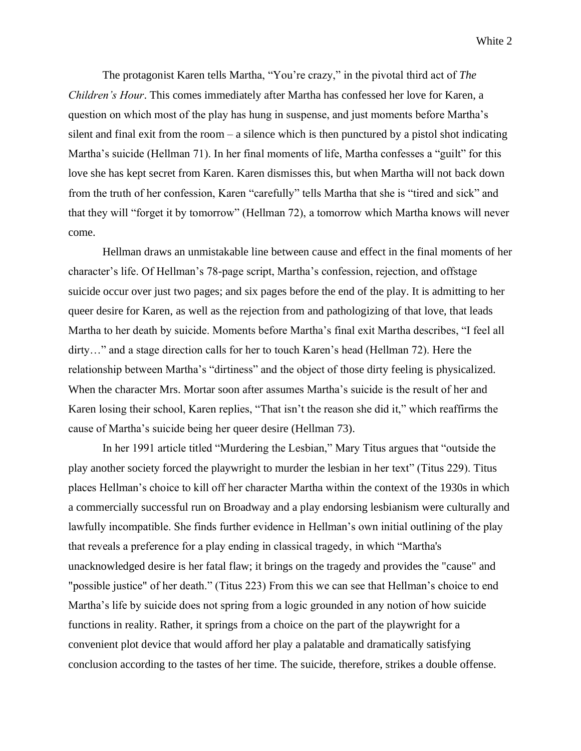The protagonist Karen tells Martha, “You’re crazy,” in the pivotal third act of *The Children’s Hour*. This comes immediately after Martha has confessed her love for Karen, a question on which most of the play has hung in suspense, and just moments before Martha’s silent and final exit from the room – a silence which is then punctured by a pistol shot indicating Martha’s suicide (Hellman 71). In her final moments of life, Martha confesses a “guilt” for this love she has kept secret from Karen. Karen dismisses this, but when Martha will not back down from the truth of her confession, Karen “carefully” tells Martha that she is “tired and sick” and that they will “forget it by tomorrow” (Hellman 72), a tomorrow which Martha knows will never come.

Hellman draws an unmistakable line between cause and effect in the final moments of her character’s life. Of Hellman’s 78-page script, Martha’s confession, rejection, and offstage suicide occur over just two pages; and six pages before the end of the play. It is admitting to her queer desire for Karen, as well as the rejection from and pathologizing of that love, that leads Martha to her death by suicide. Moments before Martha’s final exit Martha describes, “I feel all dirty…” and a stage direction calls for her to touch Karen’s head (Hellman 72). Here the relationship between Martha’s “dirtiness” and the object of those dirty feeling is physicalized. When the character Mrs. Mortar soon after assumes Martha’s suicide is the result of her and Karen losing their school, Karen replies, “That isn’t the reason she did it,” which reaffirms the cause of Martha’s suicide being her queer desire (Hellman 73).

In her 1991 article titled “Murdering the Lesbian,” Mary Titus argues that “outside the play another society forced the playwright to murder the lesbian in her text” (Titus 229). Titus places Hellman’s choice to kill off her character Martha within the context of the 1930s in which a commercially successful run on Broadway and a play endorsing lesbianism were culturally and lawfully incompatible. She finds further evidence in Hellman’s own initial outlining of the play that reveals a preference for a play ending in classical tragedy, in which “Martha's unacknowledged desire is her fatal flaw; it brings on the tragedy and provides the "cause" and "possible justice" of her death.” (Titus 223) From this we can see that Hellman’s choice to end Martha’s life by suicide does not spring from a logic grounded in any notion of how suicide functions in reality. Rather, it springs from a choice on the part of the playwright for a convenient plot device that would afford her play a palatable and dramatically satisfying conclusion according to the tastes of her time. The suicide, therefore, strikes a double offense.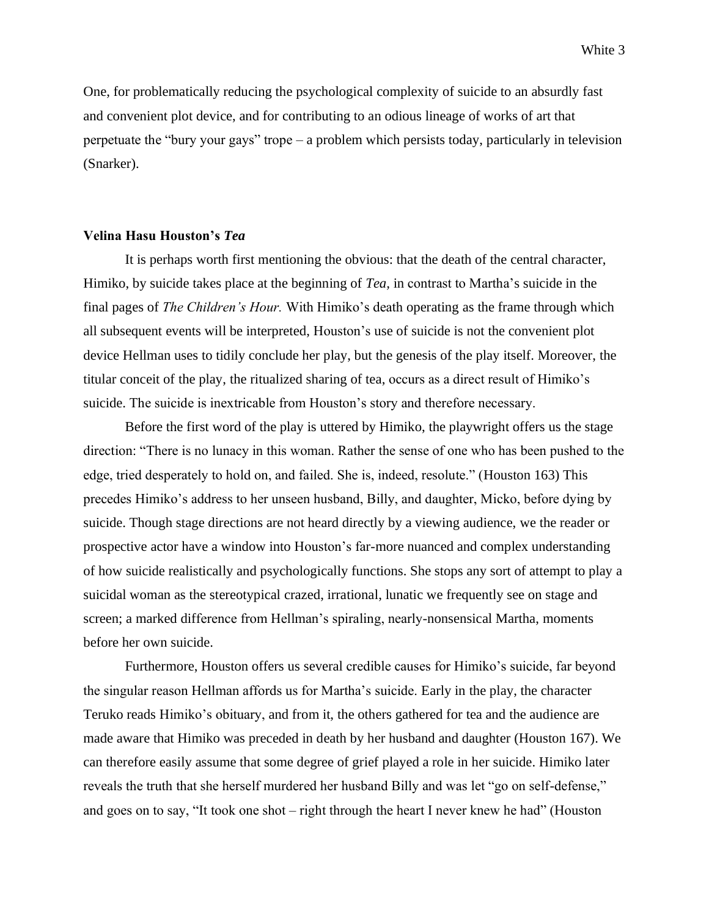One, for problematically reducing the psychological complexity of suicide to an absurdly fast and convenient plot device, and for contributing to an odious lineage of works of art that perpetuate the "bury your gays" trope – a problem which persists today, particularly in television (Snarker).

### Velina Hasu Houston's *Tea*

It is perhaps worth first mentioning the obvious: that the death of the central character, Himiko, by suicide takes place at the beginning of *Tea*, in contrast to Martha's suicide in the final pages of *The Children's Hour.* With Himiko's death operating as the frame through which all subsequent events will be interpreted, Houston's use of suicide is not the convenient plot device Hellman uses to tidily conclude her play, but the genesis of the play itself. Moreover, the titular conceit of the play, the ritualized sharing of tea, occurs as a direct result of Himiko's suicide. The suicide is inextricable from Houston's story and therefore necessary.

Before the first word of the play is uttered by Himiko, the playwright offers us the stage direction: "There is no lunacy in this woman. Rather the sense of one who has been pushed to the edge, tried desperately to hold on, and failed. She is, indeed, resolute." (Houston 163) This precedes Himiko's address to her unseen husband, Billy, and daughter, Micko, before dying by suicide. Though stage directions are not heard directly by a viewing audience, we the reader or prospective actor have a window into Houston's far-more nuanced and complex understanding of how suicide realistically and psychologically functions. She stops any sort of attempt to play a suicidal woman as the stereotypical crazed, irrational, lunatic we frequently see on stage and screen; a marked difference from Hellman's spiraling, nearly-nonsensical Martha, moments before her own suicide.

Furthermore, Houston offers us several credible causes for Himiko's suicide, far beyond the singular reason Hellman affords us for Martha's suicide. Early in the play, the character Teruko reads Himiko's obituary, and from it, the others gathered for tea and the audience are made aware that Himiko was preceded in death by her husband and daughter (Houston 167). We can therefore easily assume that some degree of grief played a role in her suicide. Himiko later reveals the truth that she herself murdered her husband Billy and was let "go on self-defense," and goes on to say, "It took one shot – right through the heart I never knew he had" (Houston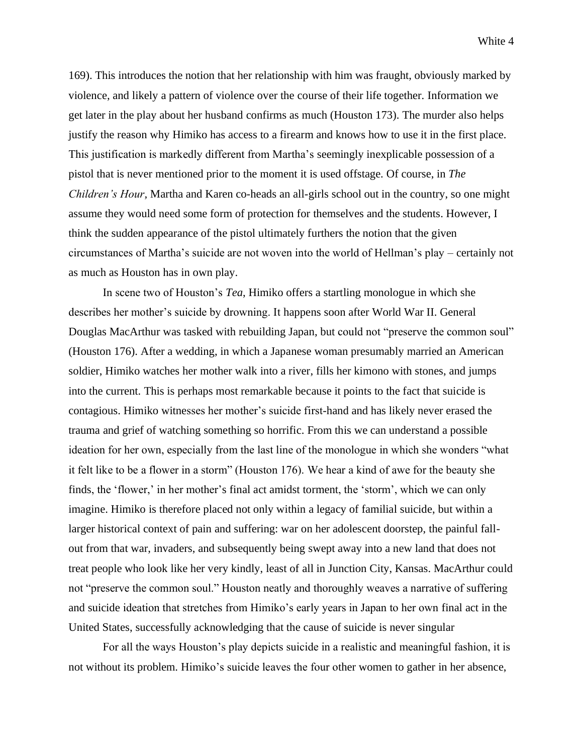169). This introduces the notion that her relationship with him was fraught, obviously marked by violence, and likely a pattern of violence over the course of their life together. Information we get later in the play about her husband confirms as much (Houston 173). The murder also helps justify the reason why Himiko has access to a firearm and knows how to use it in the first place. This justification is markedly different from Martha's seemingly inexplicable possession of a pistol that is never mentioned prior to the moment it is used offstage. Of course, in *The Children's Hour*, Martha and Karen co-heads an all-girls school out in the country, so one might assume they would need some form of protection for themselves and the students. However, I think the sudden appearance of the pistol ultimately furthers the notion that the given circumstances of Martha's suicide are not woven into the world of Hellman's play – certainly not as much as Houston has in own play.

In scene two of Houston's *Tea*, Himiko offers a startling monologue in which she describes her mother's suicide by drowning. It happens soon after World War II. General Douglas MacArthur was tasked with rebuilding Japan, but could not "preserve the common soul" (Houston 176). After a wedding, in which a Japanese woman presumably married an American soldier, Himiko watches her mother walk into a river, fills her kimono with stones, and jumps into the current. This is perhaps most remarkable because it points to the fact that suicide is contagious. Himiko witnesses her mother's suicide first-hand and has likely never erased the trauma and grief of watching something so horrific. From this we can understand a possible ideation for her own, especially from the last line of the monologue in which she wonders "what it felt like to be a flower in a storm" (Houston 176). We hear a kind of awe for the beauty she finds, the 'flower,' in her mother's final act amidst torment, the 'storm', which we can only imagine. Himiko is therefore placed not only within a legacy of familial suicide, but within a larger historical context of pain and suffering: war on her adolescent doorstep, the painful fall-out from that war, invaders, and subsequently being swept away into a new land that does not treat people who look like her very kindly, least of all in Junction City, Kansas. MacArthur could not "preserve the common soul." Houston neatly and thoroughly weaves a narrative of suffering and suicide ideation that stretches from Himiko's early years in Japan to her own final act in the United States, successfully acknowledging that the cause of suicide is never singular

For all the ways Houston's play depicts suicide in a realistic and meaningful fashion, it is not without its problem. Himiko's suicide leaves the four other women to gather in her absence,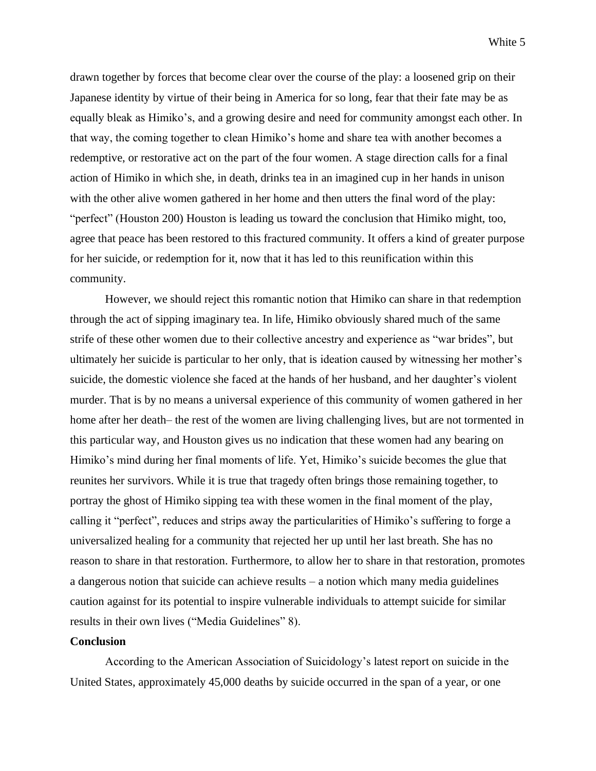drawn together by forces that become clear over the course of the play: a loosened grip on their Japanese identity by virtue of their being in America for so long, fear that their fate may be as equally bleak as Himiko's, and a growing desire and need for community amongst each other. In that way, the coming together to clean Himiko's home and share tea with another becomes a redemptive, or restorative act on the part of the four women. A stage direction calls for a final action of Himiko in which she, in death, drinks tea in an imagined cup in her hands in unison with the other alive women gathered in her home and then utters the final word of the play: "perfect" (Houston 200) Houston is leading us toward the conclusion that Himiko might, too, agree that peace has been restored to this fractured community. It offers a kind of greater purpose for her suicide, or redemption for it, now that it has led to this reunification within this community.

However, we should reject this romantic notion that Himiko can share in that redemption through the act of sipping imaginary tea. In life, Himiko obviously shared much of the same strife of these other women due to their collective ancestry and experience as "war brides", but ultimately her suicide is particular to her only, that is ideation caused by witnessing her mother's suicide, the domestic violence she faced at the hands of her husband, and her daughter's violent murder. That is by no means a universal experience of this community of women gathered in her home after her death– the rest of the women are living challenging lives, but are not tormented in this particular way, and Houston gives us no indication that these women had any bearing on Himiko's mind during her final moments of life. Yet, Himiko's suicide becomes the glue that reunites her survivors. While it is true that tragedy often brings those remaining together, to portray the ghost of Himiko sipping tea with these women in the final moment of the play, calling it "perfect", reduces and strips away the particularities of Himiko's suffering to forge a universalized healing for a community that rejected her up until her last breath. She has no reason to share in that restoration. Furthermore, to allow her to share in that restoration, promotes a dangerous notion that suicide can achieve results – a notion which many media guidelines caution against for its potential to inspire vulnerable individuals to attempt suicide for similar results in their own lives ("Media Guidelines" 8).

**Conclusion**

According to the American Association of Suicidology's latest report on suicide in the United States, approximately 45,000 deaths by suicide occurred in the span of a year, or one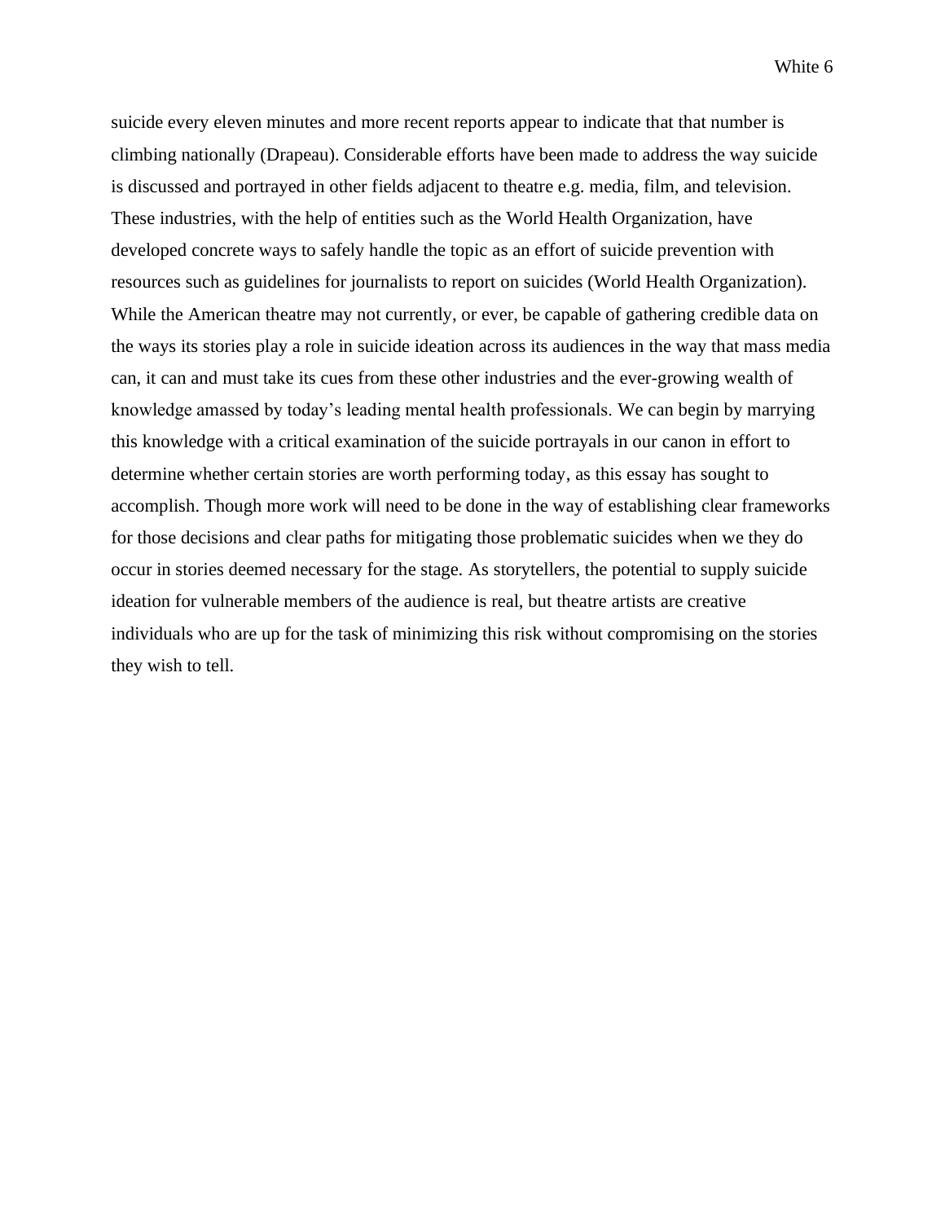suicide every eleven minutes and more recent reports appear to indicate that that number is climbing nationally (Drapeau). Considerable efforts have been made to address the way suicide is discussed and portrayed in other fields adjacent to theatre e.g. media, film, and television. These industries, with the help of entities such as the World Health Organization, have developed concrete ways to safely handle the topic as an effort of suicide prevention with resources such as guidelines for journalists to report on suicides (World Health Organization). While the American theatre may not currently, or ever, be capable of gathering credible data on the ways its stories play a role in suicide ideation across its audiences in the way that mass media can, it can and must take its cues from these other industries and the ever-growing wealth of knowledge amassed by today's leading mental health professionals. We can begin by marrying this knowledge with a critical examination of the suicide portrayals in our canon in effort to determine whether certain stories are worth performing today, as this essay has sought to accomplish. Though more work will need to be done in the way of establishing clear frameworks for those decisions and clear paths for mitigating those problematic suicides when we they do occur in stories deemed necessary for the stage. As storytellers, the potential to supply suicide ideation for vulnerable members of the audience is real, but theatre artists are creative individuals who are up for the task of minimizing this risk without compromising on the stories they wish to tell.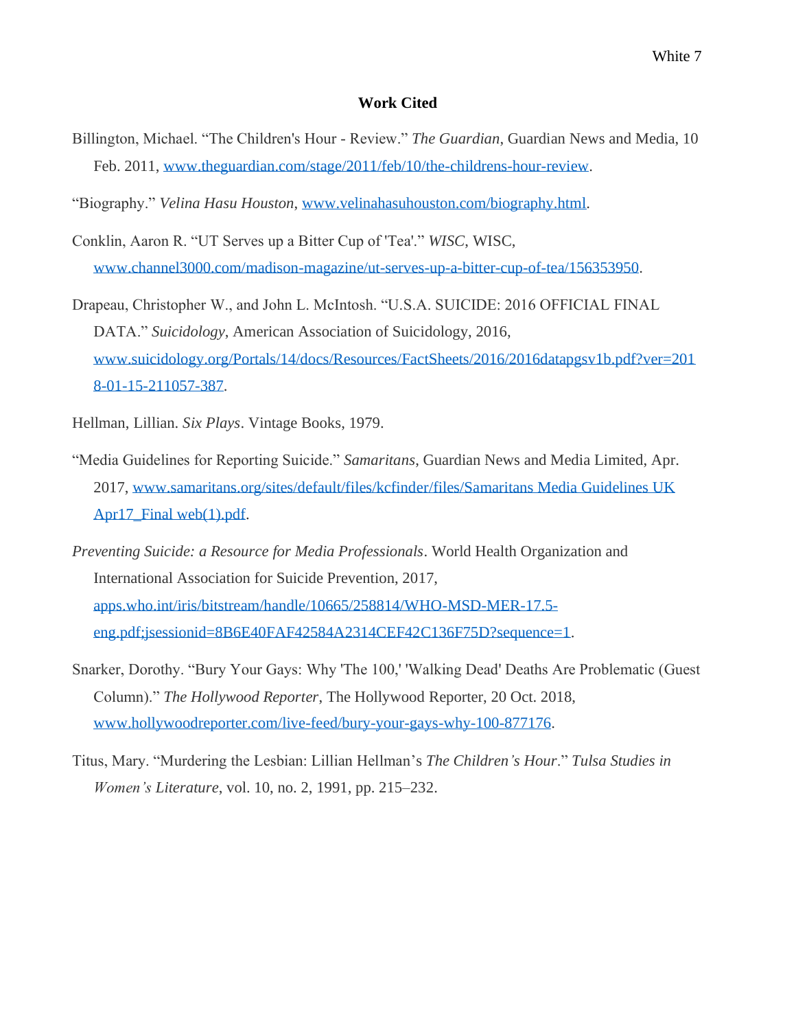## Work Cited

Billington, Michael. "The Children's Hour - Review." *The Guardian*, Guardian News and Media, 10 Feb. 2011, www.theguardian.com/stage/2011/feb/10/the-childrens-hour-review.

"Biography." *Velina Hasu Houston*, www.velinahasuhouston.com/biography.html.

Conklin, Aaron R. "UT Serves up a Bitter Cup of 'Tea'." *WISC*, WISC, www.channel3000.com/madison-magazine/ut-serves-up-a-bitter-cup-of-tea/156353950.

Drapeau, Christopher W., and John L. McIntosh. "U.S.A. SUICIDE: 2016 OFFICIAL FINAL DATA." *Suicidology*, American Association of Suicidology, 2016, www.suicidology.org/Portals/14/docs/Resources/FactSheets/2016/2016datapgsv1b.pdf?ver=2018-01-15-211057-387.

Hellman, Lillian. *Six Plays*. Vintage Books, 1979.

"Media Guidelines for Reporting Suicide." *Samaritans*, Guardian News and Media Limited, Apr. 2017, www.samaritans.org/sites/default/files/kcfinder/files/Samaritans Media Guidelines UK Apr17_Final web(1).pdf.

*Preventing Suicide: a Resource for Media Professionals*. World Health Organization and International Association for Suicide Prevention, 2017, apps.who.int/iris/bitstream/handle/10665/258814/WHO-MSD-MER-17.5-eng.pdf;jsessionid=8B6E40FAF42584A2314CEF42C136F75D?sequence=1.

Snarker, Dorothy. "Bury Your Gays: Why 'The 100,' 'Walking Dead' Deaths Are Problematic (Guest Column)." *The Hollywood Reporter*, The Hollywood Reporter, 20 Oct. 2018, www.hollywoodreporter.com/live-feed/bury-your-gays-why-100-877176.

Titus, Mary. "Murdering the Lesbian: Lillian Hellman's *The Children's Hour*." *Tulsa Studies in Women's Literature*, vol. 10, no. 2, 1991, pp. 215–232.